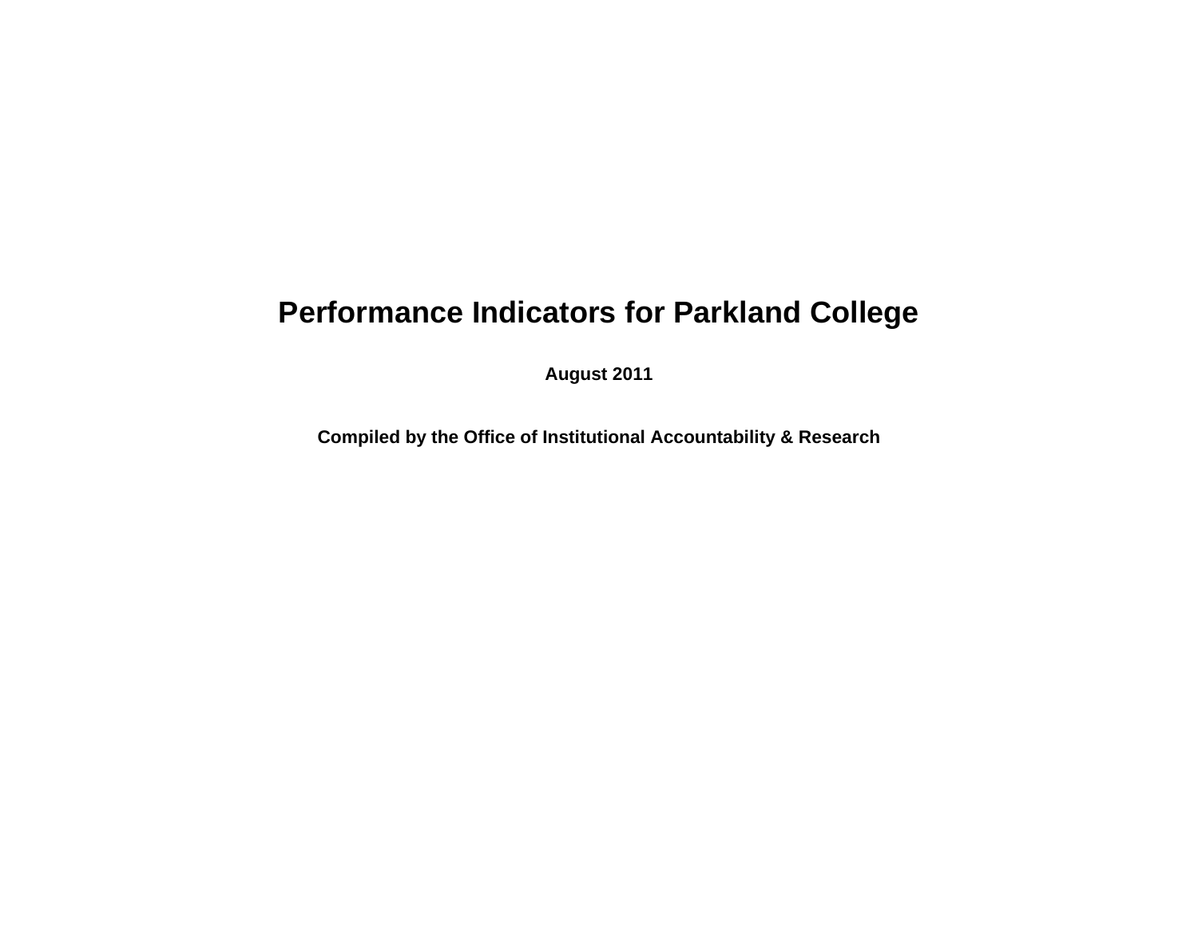# Performance Indicators for Parkland College

**August 2011**

**Compiled by the Office of Institutional Accountability & Research**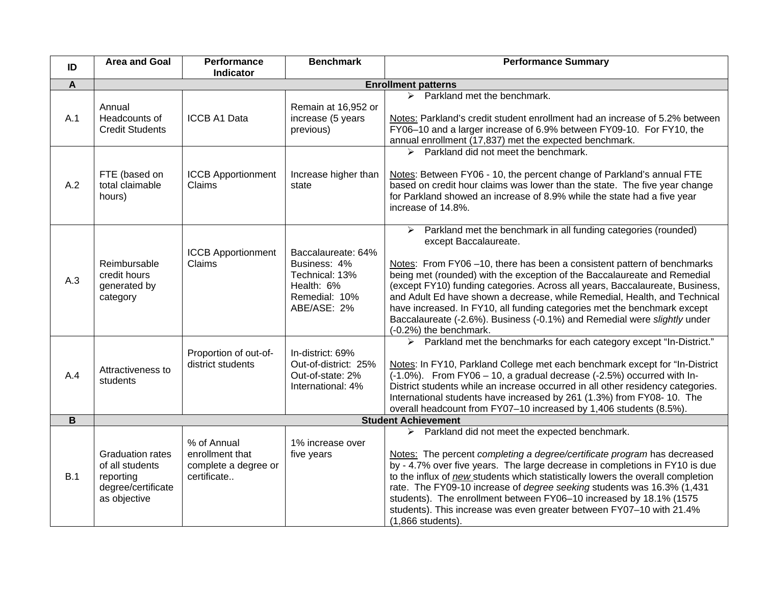| ID | Area and Goal | Performance Indicator | Benchmark | Performance Summary |
|---|---|---|---|---|
| **A** | **Enrollment patterns** | | | |
| A.1 | Annual Headcounts of Credit Students | ICCB A1 Data | Remain at 16,952 or increase (5 years previous) | ➢ Parkland met the benchmark.<br><br><u>Notes:</u> Parkland's credit student enrollment had an increase of 5.2% between FY06–10 and a larger increase of 6.9% between FY09-10. For FY10, the annual enrollment (17,837) met the expected benchmark. |
| A.2 | FTE (based on total claimable hours) | ICCB Apportionment Claims | Increase higher than state | ➢ Parkland did not meet the benchmark.<br><br><u>Notes</u>: Between FY06 - 10, the percent change of Parkland's annual FTE based on credit hour claims was lower than the state. The five year change for Parkland showed an increase of 8.9% while the state had a five year increase of 14.8%. |
| A.3 | Reimbursable credit hours generated by category | ICCB Apportionment Claims | Baccalaureate: 64%<br>Business: 4%<br>Technical: 13%<br>Health: 6%<br>Remedial: 10%<br>ABE/ASE: 2% | ➢ Parkland met the benchmark in all funding categories (rounded) except Baccalaureate.<br><br><u>Notes</u>: From FY06 –10, there has been a consistent pattern of benchmarks being met (rounded) with the exception of the Baccalaureate and Remedial (except FY10) funding categories. Across all years, Baccalaureate, Business, and Adult Ed have shown a decrease, while Remedial, Health, and Technical have increased. In FY10, all funding categories met the benchmark except Baccalaureate (-2.6%). Business (-0.1%) and Remedial were *slightly* under (-0.2%) the benchmark. |
| A.4 | Attractiveness to students | Proportion of out-of-district students | In-district: 69%<br>Out-of-district: 25%<br>Out-of-state: 2%<br>International: 4% | ➢ Parkland met the benchmarks for each category except "In-District."<br><br><u>Notes</u>: In FY10, Parkland College met each benchmark except for "In-District (-1.0%). From FY06 – 10, a gradual decrease (-2.5%) occurred with In-District students while an increase occurred in all other residency categories. International students have increased by 261 (1.3%) from FY08- 10. The overall headcount from FY07–10 increased by 1,406 students (8.5%). |
| **B** | **Student Achievement** | | | |
| B.1 | Graduation rates of all students reporting degree/certificate as objective | % of Annual enrollment that complete a degree or certificate.. | 1% increase over five years | ➢ Parkland did not meet the expected benchmark.<br><br><u>Notes:</u> The percent *completing a degree/certificate program* has decreased by - 4.7% over five years. The large decrease in completions in FY10 is due to the influx of *<u>new</u>* students which statistically lowers the overall completion rate. The FY09-10 increase of *degree seeking* students was 16.3% (1,431 students). The enrollment between FY06–10 increased by 18.1% (1575 students). This increase was even greater between FY07–10 with 21.4% (1,866 students). |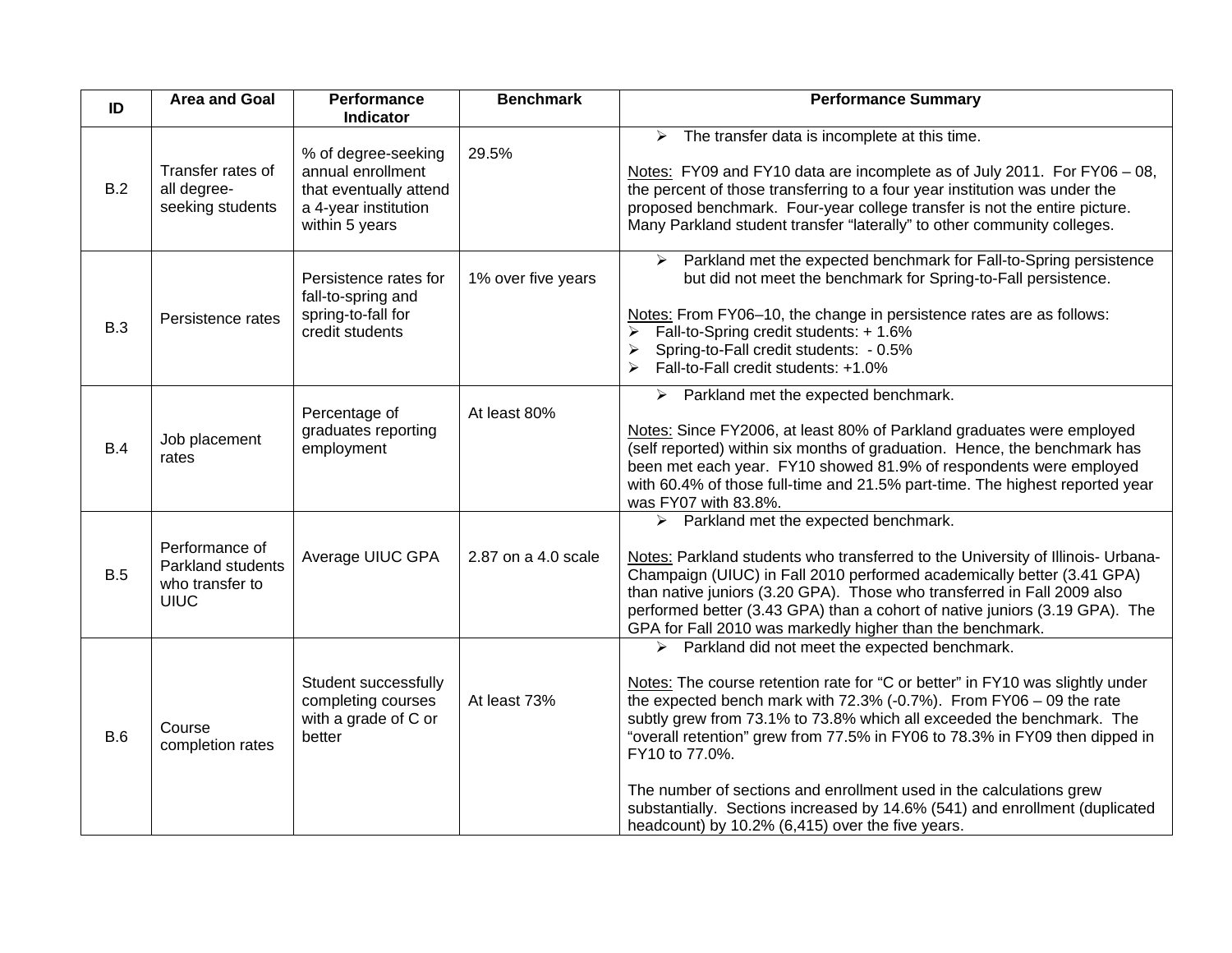| ID | Area and Goal | Performance Indicator | Benchmark | Performance Summary |
|---|---|---|---|---|
| B.2 | Transfer rates of all degree-seeking students | % of degree-seeking annual enrollment that eventually attend a 4-year institution within 5 years | 29.5% | ➢ The transfer data is incomplete at this time.<br><br>Notes: FY09 and FY10 data are incomplete as of July 2011. For FY06 – 08, the percent of those transferring to a four year institution was under the proposed benchmark. Four-year college transfer is not the entire picture. Many Parkland student transfer "laterally" to other community colleges. |
| B.3 | Persistence rates | Persistence rates for fall-to-spring and spring-to-fall for credit students | 1% over five years | ➢ Parkland met the expected benchmark for Fall-to-Spring persistence but did not meet the benchmark for Spring-to-Fall persistence.<br><br>Notes: From FY06–10, the change in persistence rates are as follows:<br>➢ Fall-to-Spring credit students: + 1.6%<br>➢ Spring-to-Fall credit students: - 0.5%<br>➢ Fall-to-Fall credit students: +1.0% |
| B.4 | Job placement rates | Percentage of graduates reporting employment | At least 80% | ➢ Parkland met the expected benchmark.<br><br>Notes: Since FY2006, at least 80% of Parkland graduates were employed (self reported) within six months of graduation. Hence, the benchmark has been met each year. FY10 showed 81.9% of respondents were employed with 60.4% of those full-time and 21.5% part-time. The highest reported year was FY07 with 83.8%. |
| B.5 | Performance of Parkland students who transfer to UIUC | Average UIUC GPA | 2.87 on a 4.0 scale | ➢ Parkland met the expected benchmark.<br><br>Notes: Parkland students who transferred to the University of Illinois- Urbana-Champaign (UIUC) in Fall 2010 performed academically better (3.41 GPA) than native juniors (3.20 GPA). Those who transferred in Fall 2009 also performed better (3.43 GPA) than a cohort of native juniors (3.19 GPA). The GPA for Fall 2010 was markedly higher than the benchmark. |
| B.6 | Course completion rates | Student successfully completing courses with a grade of C or better | At least 73% | ➢ Parkland did not meet the expected benchmark.<br><br>Notes: The course retention rate for "C or better" in FY10 was slightly under the expected bench mark with 72.3% (-0.7%). From FY06 – 09 the rate subtly grew from 73.1% to 73.8% which all exceeded the benchmark. The "overall retention" grew from 77.5% in FY06 to 78.3% in FY09 then dipped in FY10 to 77.0%.<br><br>The number of sections and enrollment used in the calculations grew substantially. Sections increased by 14.6% (541) and enrollment (duplicated headcount) by 10.2% (6,415) over the five years. |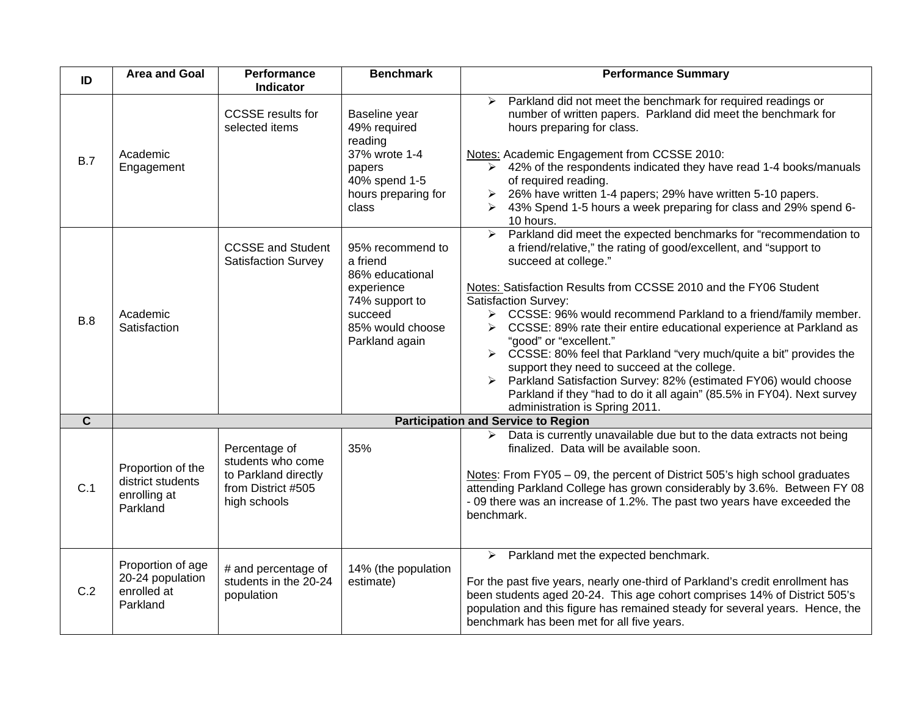| ID | Area and Goal | Performance Indicator | Benchmark | Performance Summary |
|---|---|---|---|---|
| B.7 | Academic Engagement | CCSSE results for selected items | Baseline year<br>49% required reading<br>37% wrote 1-4 papers<br>40% spend 1-5 hours preparing for class | ➢ Parkland did not meet the benchmark for required readings or number of written papers. Parkland did meet the benchmark for hours preparing for class.<br><br>Notes: Academic Engagement from CCSSE 2010:<br>➢ 42% of the respondents indicated they have read 1-4 books/manuals of required reading.<br>➢ 26% have written 1-4 papers; 29% have written 5-10 papers.<br>➢ 43% Spend 1-5 hours a week preparing for class and 29% spend 6-10 hours. |
| B.8 | Academic Satisfaction | CCSSE and Student Satisfaction Survey | 95% recommend to a friend<br>86% educational experience<br>74% support to succeed<br>85% would choose Parkland again | ➢ Parkland did meet the expected benchmarks for "recommendation to a friend/relative," the rating of good/excellent, and "support to succeed at college."<br><br>Notes: Satisfaction Results from CCSSE 2010 and the FY06 Student Satisfaction Survey:<br>➢ CCSSE: 96% would recommend Parkland to a friend/family member.<br>➢ CCSSE: 89% rate their entire educational experience at Parkland as "good" or "excellent."<br>➢ CCSSE: 80% feel that Parkland "very much/quite a bit" provides the support they need to succeed at the college.<br>➢ Parkland Satisfaction Survey: 82% (estimated FY06) would choose Parkland if they "had to do it all again" (85.5% in FY04). Next survey administration is Spring 2011. |
| **C** | **Participation and Service to Region** | | | |
| C.1 | Proportion of the district students enrolling at Parkland | Percentage of students who come to Parkland directly from District #505 high schools | 35% | ➢ Data is currently unavailable due but to the data extracts not being finalized. Data will be available soon.<br><br>Notes: From FY05 – 09, the percent of District 505's high school graduates attending Parkland College has grown considerably by 3.6%. Between FY 08 - 09 there was an increase of 1.2%. The past two years have exceeded the benchmark. |
| C.2 | Proportion of age 20-24 population enrolled at Parkland | # and percentage of students in the 20-24 population | 14% (the population estimate) | ➢ Parkland met the expected benchmark.<br><br>For the past five years, nearly one-third of Parkland's credit enrollment has been students aged 20-24. This age cohort comprises 14% of District 505's population and this figure has remained steady for several years. Hence, the benchmark has been met for all five years. |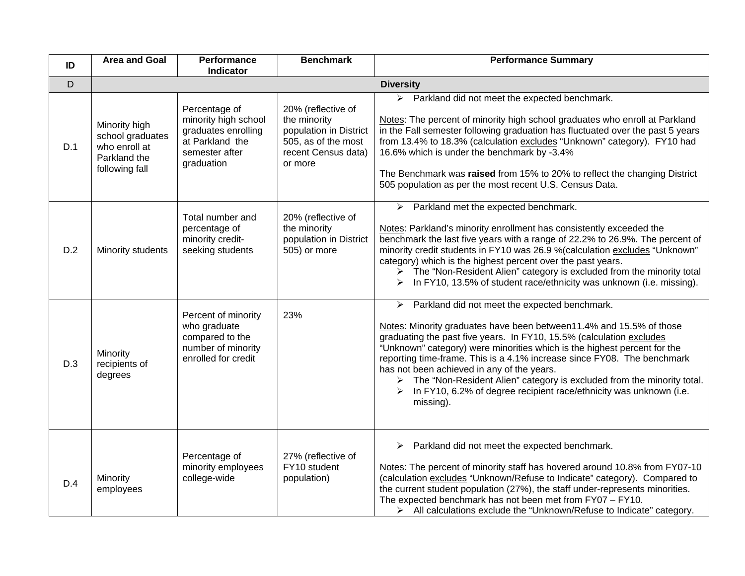| ID | Area and Goal | Performance Indicator | Benchmark | Performance Summary |
|---|---|---|---|---|
| D | **Diversity** | | | |
| D.1 | Minority high school graduates who enroll at Parkland the following fall | Percentage of minority high school graduates enrolling at Parkland the semester after graduation | 20% (reflective of the minority population in District 505, as of the most recent Census data) or more | ➢ Parkland did not meet the expected benchmark.<br><br>Notes: The percent of minority high school graduates who enroll at Parkland in the Fall semester following graduation has fluctuated over the past 5 years from 13.4% to 18.3% (calculation excludes "Unknown" category). FY10 had 16.6% which is under the benchmark by -3.4%<br><br>The Benchmark was **raised** from 15% to 20% to reflect the changing District 505 population as per the most recent U.S. Census Data. |
| D.2 | Minority students | Total number and percentage of minority credit-seeking students | 20% (reflective of the minority population in District 505) or more | ➢ Parkland met the expected benchmark.<br><br>Notes: Parkland's minority enrollment has consistently exceeded the benchmark the last five years with a range of 22.2% to 26.9%. The percent of minority credit students in FY10 was 26.9 %(calculation excludes "Unknown" category) which is the highest percent over the past years.<br>➢ The "Non-Resident Alien" category is excluded from the minority total<br>➢ In FY10, 13.5% of student race/ethnicity was unknown (i.e. missing). |
| D.3 | Minority recipients of degrees | Percent of minority who graduate compared to the number of minority enrolled for credit | 23% | ➢ Parkland did not meet the expected benchmark.<br><br>Notes: Minority graduates have been between11.4% and 15.5% of those graduating the past five years. In FY10, 15.5% (calculation excludes "Unknown" category) were minorities which is the highest percent for the reporting time-frame. This is a 4.1% increase since FY08. The benchmark has not been achieved in any of the years.<br>➢ The "Non-Resident Alien" category is excluded from the minority total.<br>➢ In FY10, 6.2% of degree recipient race/ethnicity was unknown (i.e. missing). |
| D.4 | Minority employees | Percentage of minority employees college-wide | 27% (reflective of FY10 student population) | ➢ Parkland did not meet the expected benchmark.<br><br>Notes: The percent of minority staff has hovered around 10.8% from FY07-10 (calculation excludes "Unknown/Refuse to Indicate" category). Compared to the current student population (27%), the staff under-represents minorities. The expected benchmark has not been met from FY07 – FY10.<br>➢ All calculations exclude the "Unknown/Refuse to Indicate" category. |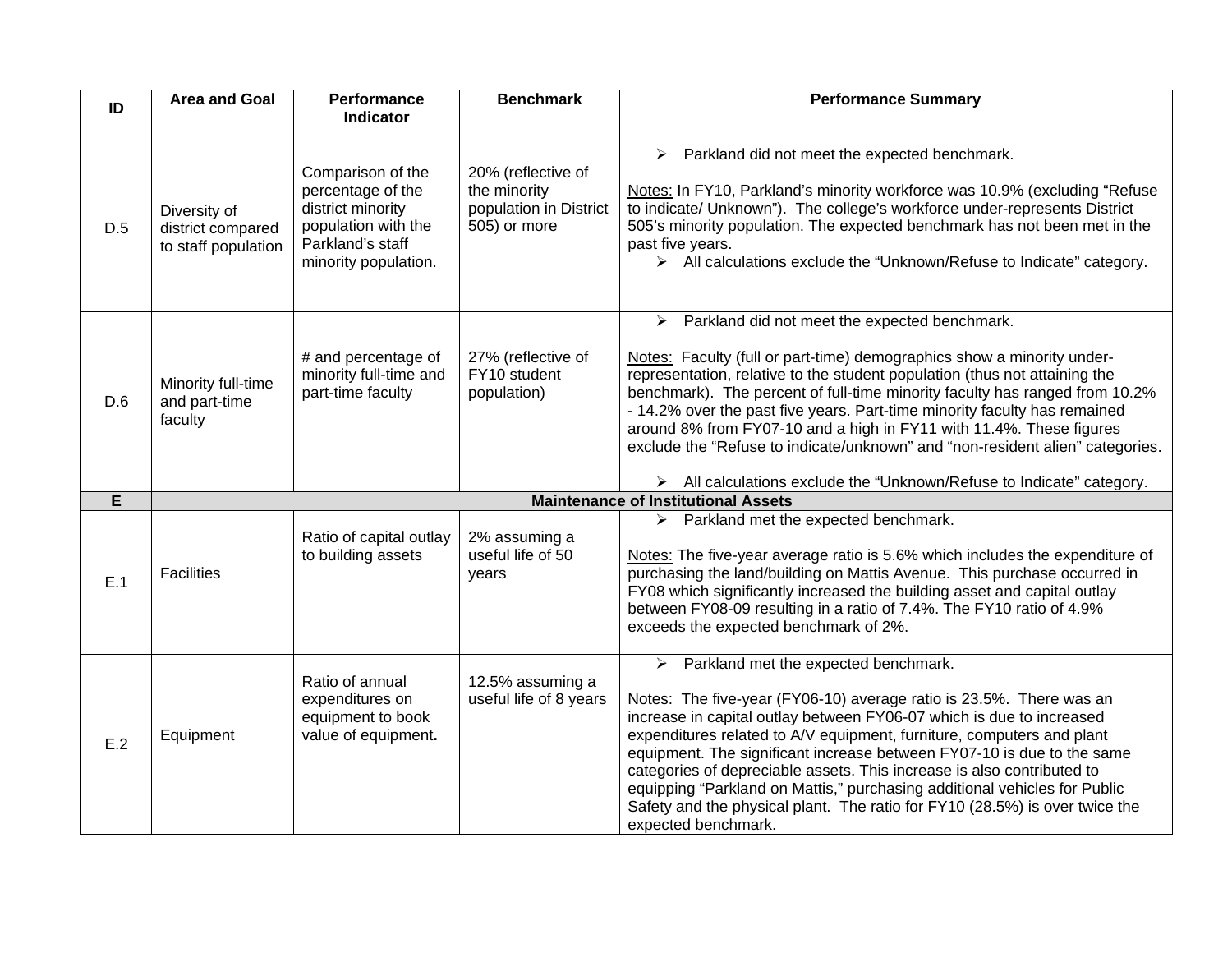| ID | Area and Goal | Performance Indicator | Benchmark | Performance Summary |
|---|---|---|---|---|
| | | | | |
| D.5 | Diversity of district compared to staff population | Comparison of the percentage of the district minority population with the Parkland's staff minority population. | 20% (reflective of the minority population in District 505) or more | ➢ Parkland did not meet the expected benchmark.<br><br>Notes: In FY10, Parkland's minority workforce was 10.9% (excluding "Refuse to indicate/ Unknown"). The college's workforce under-represents District 505's minority population. The expected benchmark has not been met in the past five years.<br>➢ All calculations exclude the "Unknown/Refuse to Indicate" category. |
| D.6 | Minority full-time and part-time faculty | # and percentage of minority full-time and part-time faculty | 27% (reflective of FY10 student population) | ➢ Parkland did not meet the expected benchmark.<br><br>Notes: Faculty (full or part-time) demographics show a minority under-representation, relative to the student population (thus not attaining the benchmark). The percent of full-time minority faculty has ranged from 10.2% - 14.2% over the past five years. Part-time minority faculty has remained around 8% from FY07-10 and a high in FY11 with 11.4%. These figures exclude the "Refuse to indicate/unknown" and "non-resident alien" categories.<br><br>➢ All calculations exclude the "Unknown/Refuse to Indicate" category. |
| **E** | **Maintenance of Institutional Assets** | | | |
| E.1 | Facilities | Ratio of capital outlay to building assets | 2% assuming a useful life of 50 years | ➢ Parkland met the expected benchmark.<br><br>Notes: The five-year average ratio is 5.6% which includes the expenditure of purchasing the land/building on Mattis Avenue. This purchase occurred in FY08 which significantly increased the building asset and capital outlay between FY08-09 resulting in a ratio of 7.4%. The FY10 ratio of 4.9% exceeds the expected benchmark of 2%. |
| E.2 | Equipment | Ratio of annual expenditures on equipment to book value of equipment**.** | 12.5% assuming a useful life of 8 years | ➢ Parkland met the expected benchmark.<br><br>Notes: The five-year (FY06-10) average ratio is 23.5%. There was an increase in capital outlay between FY06-07 which is due to increased expenditures related to A/V equipment, furniture, computers and plant equipment. The significant increase between FY07-10 is due to the same categories of depreciable assets. This increase is also contributed to equipping "Parkland on Mattis," purchasing additional vehicles for Public Safety and the physical plant. The ratio for FY10 (28.5%) is over twice the expected benchmark. |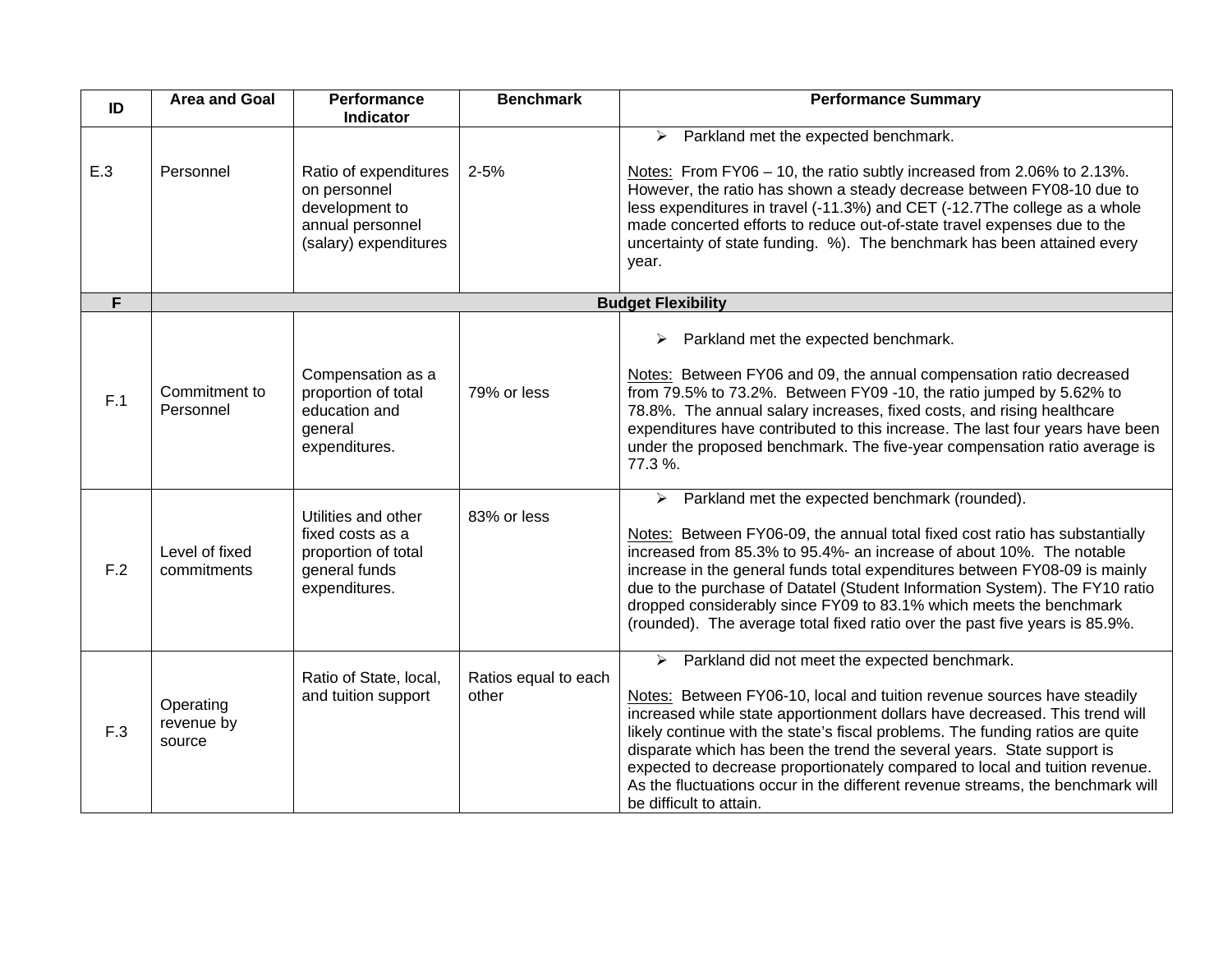| ID | Area and Goal | Performance Indicator | Benchmark | Performance Summary |
|---|---|---|---|---|
| E.3 | Personnel | Ratio of expenditures on personnel development to annual personnel (salary) expenditures | 2-5% | ➢ Parkland met the expected benchmark.<br><br>Notes: From FY06 – 10, the ratio subtly increased from 2.06% to 2.13%. However, the ratio has shown a steady decrease between FY08-10 due to less expenditures in travel (-11.3%) and CET (-12.7The college as a whole made concerted efforts to reduce out-of-state travel expenses due to the uncertainty of state funding. %). The benchmark has been attained every year. |
| **F** | **Budget Flexibility** | | | |
| F.1 | Commitment to Personnel | Compensation as a proportion of total education and general expenditures. | 79% or less | ➢ Parkland met the expected benchmark.<br><br>Notes: Between FY06 and 09, the annual compensation ratio decreased from 79.5% to 73.2%. Between FY09 -10, the ratio jumped by 5.62% to 78.8%. The annual salary increases, fixed costs, and rising healthcare expenditures have contributed to this increase. The last four years have been under the proposed benchmark. The five-year compensation ratio average is 77.3 %. |
| F.2 | Level of fixed commitments | Utilities and other fixed costs as a proportion of total general funds expenditures. | 83% or less | ➢ Parkland met the expected benchmark (rounded).<br><br>Notes: Between FY06-09, the annual total fixed cost ratio has substantially increased from 85.3% to 95.4%- an increase of about 10%. The notable increase in the general funds total expenditures between FY08-09 is mainly due to the purchase of Datatel (Student Information System). The FY10 ratio dropped considerably since FY09 to 83.1% which meets the benchmark (rounded). The average total fixed ratio over the past five years is 85.9%. |
| F.3 | Operating revenue by source | Ratio of State, local, and tuition support | Ratios equal to each other | ➢ Parkland did not meet the expected benchmark.<br><br>Notes: Between FY06-10, local and tuition revenue sources have steadily increased while state apportionment dollars have decreased. This trend will likely continue with the state's fiscal problems. The funding ratios are quite disparate which has been the trend the several years. State support is expected to decrease proportionately compared to local and tuition revenue. As the fluctuations occur in the different revenue streams, the benchmark will be difficult to attain. |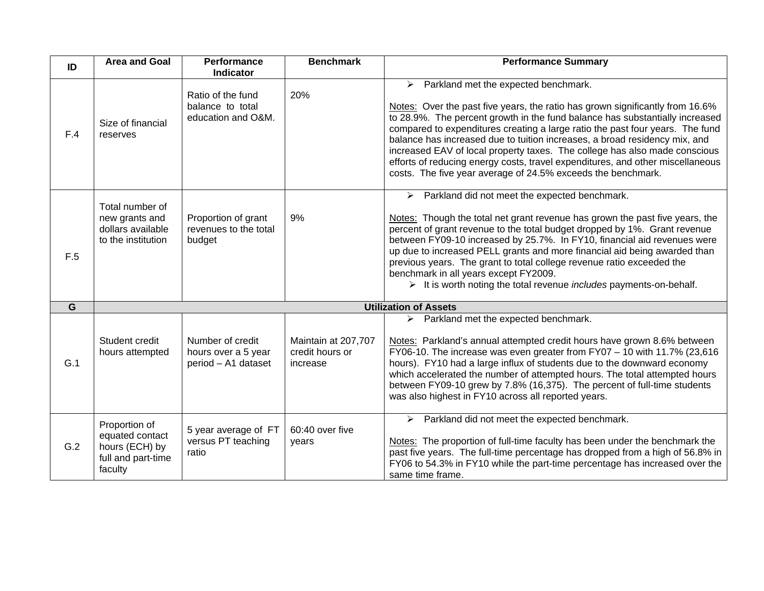| ID | Area and Goal | Performance Indicator | Benchmark | Performance Summary |
|---|---|---|---|---|
| F.4 | Size of financial reserves | Ratio of the fund balance to total education and O&M. | 20% | ➢ Parkland met the expected benchmark.<br><br>Notes: Over the past five years, the ratio has grown significantly from 16.6% to 28.9%. The percent growth in the fund balance has substantially increased compared to expenditures creating a large ratio the past four years. The fund balance has increased due to tuition increases, a broad residency mix, and increased EAV of local property taxes. The college has also made conscious efforts of reducing energy costs, travel expenditures, and other miscellaneous costs. The five year average of 24.5% exceeds the benchmark. |
| F.5 | Total number of new grants and dollars available to the institution | Proportion of grant revenues to the total budget | 9% | ➢ Parkland did not meet the expected benchmark.<br><br>Notes: Though the total net grant revenue has grown the past five years, the percent of grant revenue to the total budget dropped by 1%. Grant revenue between FY09-10 increased by 25.7%. In FY10, financial aid revenues were up due to increased PELL grants and more financial aid being awarded than previous years. The grant to total college revenue ratio exceeded the benchmark in all years except FY2009.<br>➢ It is worth noting the total revenue *includes* payments-on-behalf. |
| **G** | **Utilization of Assets** | | | |
| G.1 | Student credit hours attempted | Number of credit hours over a 5 year period – A1 dataset | Maintain at 207,707 credit hours or increase | ➢ Parkland met the expected benchmark.<br><br>Notes: Parkland's annual attempted credit hours have grown 8.6% between FY06-10. The increase was even greater from FY07 – 10 with 11.7% (23,616 hours). FY10 had a large influx of students due to the downward economy which accelerated the number of attempted hours. The total attempted hours between FY09-10 grew by 7.8% (16,375). The percent of full-time students was also highest in FY10 across all reported years. |
| G.2 | Proportion of equated contact hours (ECH) by full and part-time faculty | 5 year average of FT versus PT teaching ratio | 60:40 over five years | ➢ Parkland did not meet the expected benchmark.<br><br>Notes: The proportion of full-time faculty has been under the benchmark the past five years. The full-time percentage has dropped from a high of 56.8% in FY06 to 54.3% in FY10 while the part-time percentage has increased over the same time frame. |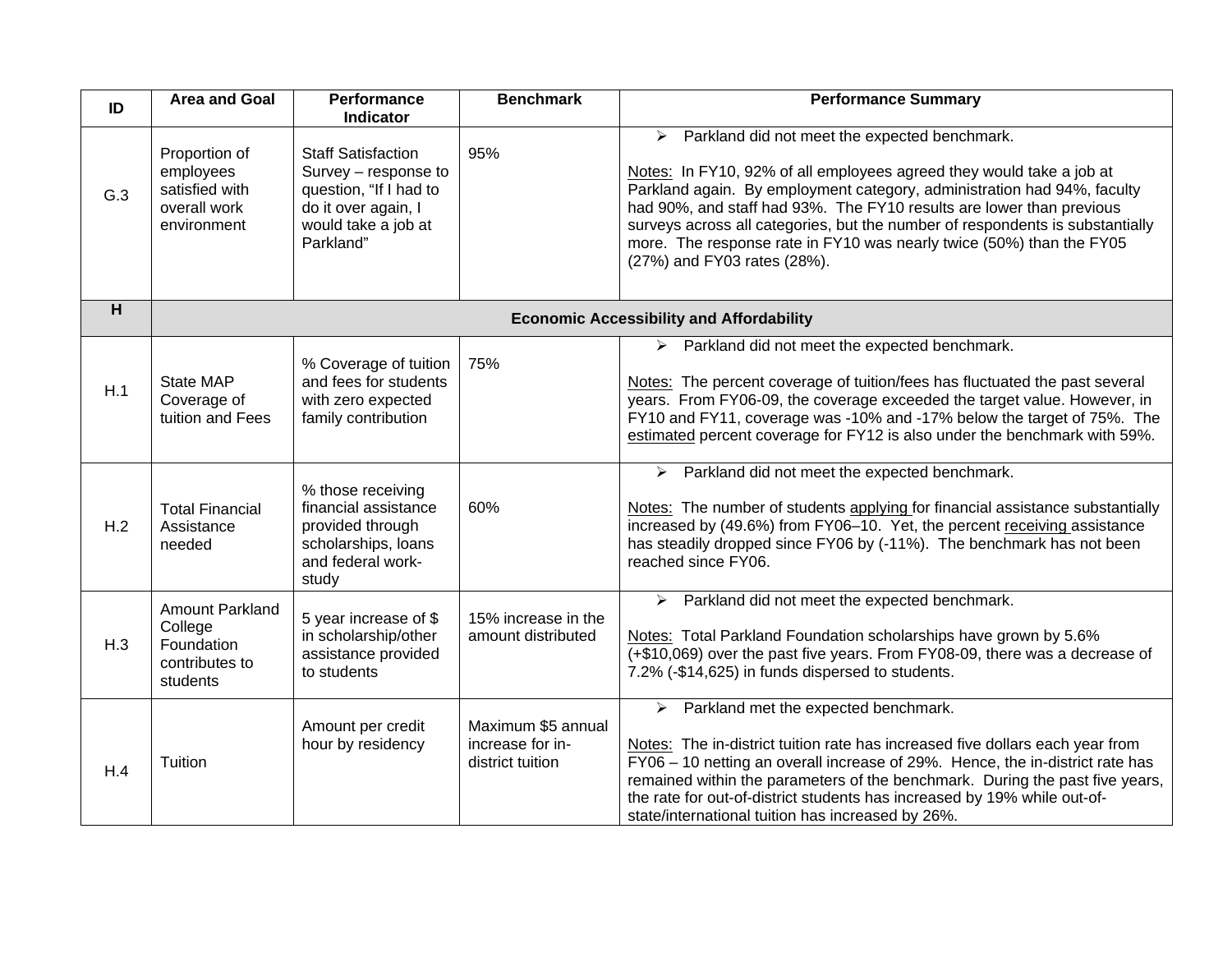| ID | Area and Goal | Performance Indicator | Benchmark | Performance Summary |
|---|---|---|---|---|
| G.3 | Proportion of employees satisfied with overall work environment | Staff Satisfaction Survey – response to question, "If I had to do it over again, I would take a job at Parkland" | 95% | ➢ Parkland did not meet the expected benchmark.<br><br>Notes: In FY10, 92% of all employees agreed they would take a job at Parkland again. By employment category, administration had 94%, faculty had 90%, and staff had 93%. The FY10 results are lower than previous surveys across all categories, but the number of respondents is substantially more. The response rate in FY10 was nearly twice (50%) than the FY05 (27%) and FY03 rates (28%). |
| **H** | **Economic Accessibility and Affordability** | | | |
| H.1 | State MAP Coverage of tuition and Fees | % Coverage of tuition and fees for students with zero expected family contribution | 75% | ➢ Parkland did not meet the expected benchmark.<br><br>Notes: The percent coverage of tuition/fees has fluctuated the past several years. From FY06-09, the coverage exceeded the target value. However, in FY10 and FY11, coverage was -10% and -17% below the target of 75%. The estimated percent coverage for FY12 is also under the benchmark with 59%. |
| H.2 | Total Financial Assistance needed | % those receiving financial assistance provided through scholarships, loans and federal work-study | 60% | ➢ Parkland did not meet the expected benchmark.<br><br>Notes: The number of students applying for financial assistance substantially increased by (49.6%) from FY06–10. Yet, the percent receiving assistance has steadily dropped since FY06 by (-11%). The benchmark has not been reached since FY06. |
| H.3 | Amount Parkland College Foundation contributes to students | 5 year increase of $ in scholarship/other assistance provided to students | 15% increase in the amount distributed | ➢ Parkland did not meet the expected benchmark.<br><br>Notes: Total Parkland Foundation scholarships have grown by 5.6% (+$10,069) over the past five years. From FY08-09, there was a decrease of 7.2% (-$14,625) in funds dispersed to students. |
| H.4 | Tuition | Amount per credit hour by residency | Maximum $5 annual increase for in-district tuition | ➢ Parkland met the expected benchmark.<br><br>Notes: The in-district tuition rate has increased five dollars each year from FY06 – 10 netting an overall increase of 29%. Hence, the in-district rate has remained within the parameters of the benchmark. During the past five years, the rate for out-of-district students has increased by 19% while out-of-state/international tuition has increased by 26%. |